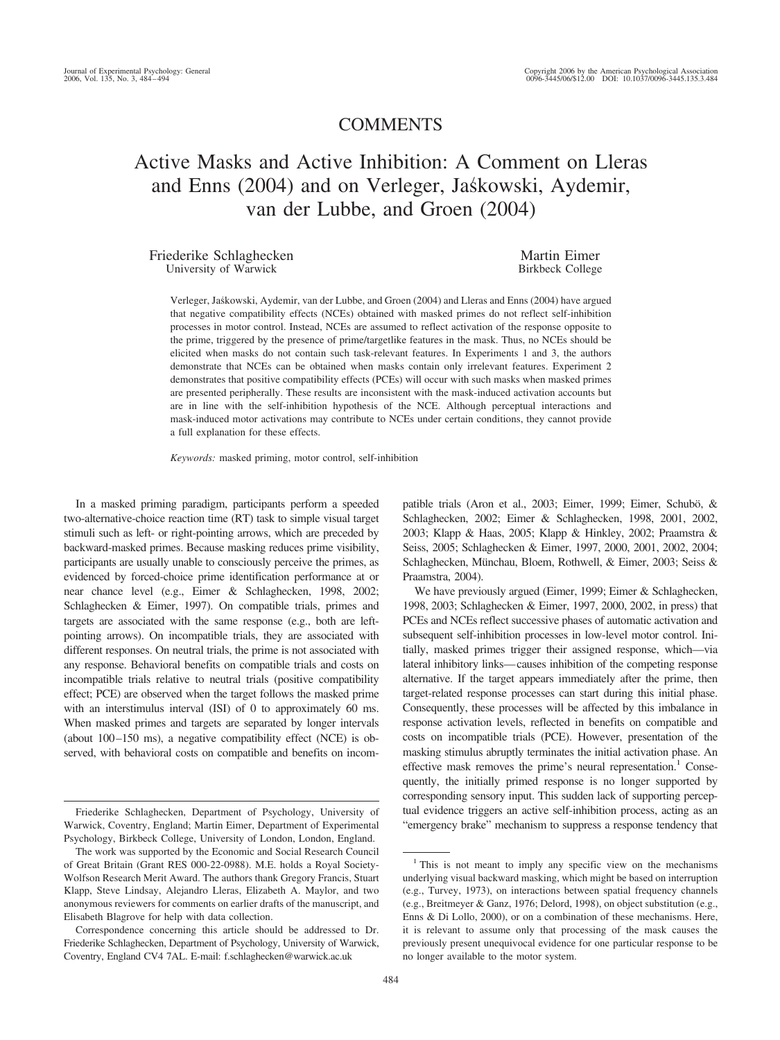# COMMENTS

# Active Masks and Active Inhibition: A Comment on Lleras and Enns (2004) and on Verleger, Jaśkowski, Aydemir, van der Lubbe, and Groen (2004)

Friederike Schlaghecken
University of Warwick

Martin Eimer
Birkbeck College

Verleger, Jaśkowski, Aydemir, van der Lubbe, and Groen (2004) and Lleras and Enns (2004) have argued that negative compatibility effects (NCEs) obtained with masked primes do not reflect self-inhibition processes in motor control. Instead, NCEs are assumed to reflect activation of the response opposite to the prime, triggered by the presence of prime/targetlike features in the mask. Thus, no NCEs should be elicited when masks do not contain such task-relevant features. In Experiments 1 and 3, the authors demonstrate that NCEs can be obtained when masks contain only irrelevant features. Experiment 2 demonstrates that positive compatibility effects (PCEs) will occur with such masks when masked primes are presented peripherally. These results are inconsistent with the mask-induced activation accounts but are in line with the self-inhibition hypothesis of the NCE. Although perceptual interactions and mask-induced motor activations may contribute to NCEs under certain conditions, they cannot provide a full explanation for these effects.

*Keywords:* masked priming, motor control, self-inhibition

In a masked priming paradigm, participants perform a speeded two-alternative-choice reaction time (RT) task to simple visual target stimuli such as left- or right-pointing arrows, which are preceded by backward-masked primes. Because masking reduces prime visibility, participants are usually unable to consciously perceive the primes, as evidenced by forced-choice prime identification performance at or near chance level (e.g., Eimer & Schlaghecken, 1998, 2002; Schlaghecken & Eimer, 1997). On compatible trials, primes and targets are associated with the same response (e.g., both are left-pointing arrows). On incompatible trials, they are associated with different responses. On neutral trials, the prime is not associated with any response. Behavioral benefits on compatible trials and costs on incompatible trials relative to neutral trials (positive compatibility effect; PCE) are observed when the target follows the masked prime with an interstimulus interval (ISI) of 0 to approximately 60 ms. When masked primes and targets are separated by longer intervals (about 100–150 ms), a negative compatibility effect (NCE) is observed, with behavioral costs on compatible and benefits on incompatible trials (Aron et al., 2003; Eimer, 1999; Eimer, Schubö, & Schlaghecken, 2002; Eimer & Schlaghecken, 1998, 2001, 2002, 2003; Klapp & Haas, 2005; Klapp & Hinkley, 2002; Praamstra & Seiss, 2005; Schlaghecken & Eimer, 1997, 2000, 2001, 2002, 2004; Schlaghecken, Münchau, Bloem, Rothwell, & Eimer, 2003; Seiss & Praamstra, 2004).

We have previously argued (Eimer, 1999; Eimer & Schlaghecken, 1998, 2003; Schlaghecken & Eimer, 1997, 2000, 2002, in press) that PCEs and NCEs reflect successive phases of automatic activation and subsequent self-inhibition processes in low-level motor control. Initially, masked primes trigger their assigned response, which—via lateral inhibitory links—causes inhibition of the competing response alternative. If the target appears immediately after the prime, then target-related response processes can start during this initial phase. Consequently, these processes will be affected by this imbalance in response activation levels, reflected in benefits on compatible and costs on incompatible trials (PCE). However, presentation of the masking stimulus abruptly terminates the initial activation phase. An effective mask removes the prime's neural representation.[1] Consequently, the initially primed response is no longer supported by corresponding sensory input. This sudden lack of supporting perceptual evidence triggers an active self-inhibition process, acting as an "emergency brake" mechanism to suppress a response tendency that

---

Friederike Schlaghecken, Department of Psychology, University of Warwick, Coventry, England; Martin Eimer, Department of Experimental Psychology, Birkbeck College, University of London, London, England.

The work was supported by the Economic and Social Research Council of Great Britain (Grant RES 000-22-0988). M.E. holds a Royal Society-Wolfson Research Merit Award. The authors thank Gregory Francis, Stuart Klapp, Steve Lindsay, Alejandro Lleras, Elizabeth A. Maylor, and two anonymous reviewers for comments on earlier drafts of the manuscript, and Elisabeth Blagrove for help with data collection.

Correspondence concerning this article should be addressed to Dr. Friederike Schlaghecken, Department of Psychology, University of Warwick, Coventry, England CV4 7AL. E-mail: f.schlaghecken@warwick.ac.uk

[1] This is not meant to imply any specific view on the mechanisms underlying visual backward masking, which might be based on interruption (e.g., Turvey, 1973), on interactions between spatial frequency channels (e.g., Breitmeyer & Ganz, 1976; Delord, 1998), on object substitution (e.g., Enns & Di Lollo, 2000), or on a combination of these mechanisms. Here, it is relevant to assume only that processing of the mask causes the previously present unequivocal evidence for one particular response to be no longer available to the motor system.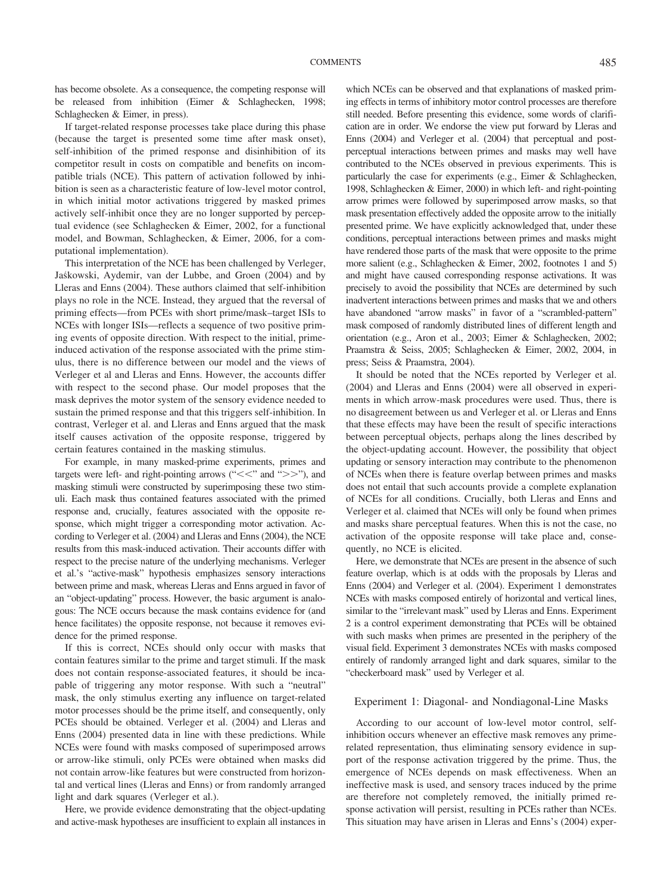has become obsolete. As a consequence, the competing response will be released from inhibition (Eimer & Schlaghecken, 1998; Schlaghecken & Eimer, in press).

If target-related response processes take place during this phase (because the target is presented some time after mask onset), self-inhibition of the primed response and disinhibition of its competitor result in costs on compatible and benefits on incompatible trials (NCE). This pattern of activation followed by inhibition is seen as a characteristic feature of low-level motor control, in which initial motor activations triggered by masked primes actively self-inhibit once they are no longer supported by perceptual evidence (see Schlaghecken & Eimer, 2002, for a functional model, and Bowman, Schlaghecken, & Eimer, 2006, for a computational implementation).

This interpretation of the NCE has been challenged by Verleger, Jaśkowski, Aydemir, van der Lubbe, and Groen (2004) and by Lleras and Enns (2004). These authors claimed that self-inhibition plays no role in the NCE. Instead, they argued that the reversal of priming effects—from PCEs with short prime/mask–target ISIs to NCEs with longer ISIs—reflects a sequence of two positive priming events of opposite direction. With respect to the initial, prime-induced activation of the response associated with the prime stimulus, there is no difference between our model and the views of Verleger et al and Lleras and Enns. However, the accounts differ with respect to the second phase. Our model proposes that the mask deprives the motor system of the sensory evidence needed to sustain the primed response and that this triggers self-inhibition. In contrast, Verleger et al. and Lleras and Enns argued that the mask itself causes activation of the opposite response, triggered by certain features contained in the masking stimulus.

For example, in many masked-prime experiments, primes and targets were left- and right-pointing arrows ("<<" and ">>"), and masking stimuli were constructed by superimposing these two stimuli. Each mask thus contained features associated with the primed response and, crucially, features associated with the opposite response, which might trigger a corresponding motor activation. According to Verleger et al. (2004) and Lleras and Enns (2004), the NCE results from this mask-induced activation. Their accounts differ with respect to the precise nature of the underlying mechanisms. Verleger et al.'s "active-mask" hypothesis emphasizes sensory interactions between prime and mask, whereas Lleras and Enns argued in favor of an "object-updating" process. However, the basic argument is analogous: The NCE occurs because the mask contains evidence for (and hence facilitates) the opposite response, not because it removes evidence for the primed response.

If this is correct, NCEs should only occur with masks that contain features similar to the prime and target stimuli. If the mask does not contain response-associated features, it should be incapable of triggering any motor response. With such a "neutral" mask, the only stimulus exerting any influence on target-related motor processes should be the prime itself, and consequently, only PCEs should be obtained. Verleger et al. (2004) and Lleras and Enns (2004) presented data in line with these predictions. While NCEs were found with masks composed of superimposed arrows or arrow-like stimuli, only PCEs were obtained when masks did not contain arrow-like features but were constructed from horizontal and vertical lines (Lleras and Enns) or from randomly arranged light and dark squares (Verleger et al.).

Here, we provide evidence demonstrating that the object-updating and active-mask hypotheses are insufficient to explain all instances in which NCEs can be observed and that explanations of masked priming effects in terms of inhibitory motor control processes are therefore still needed. Before presenting this evidence, some words of clarification are in order. We endorse the view put forward by Lleras and Enns (2004) and Verleger et al. (2004) that perceptual and post-perceptual interactions between primes and masks may well have contributed to the NCEs observed in previous experiments. This is particularly the case for experiments (e.g., Eimer & Schlaghecken, 1998, Schlaghecken & Eimer, 2000) in which left- and right-pointing arrow primes were followed by superimposed arrow masks, so that mask presentation effectively added the opposite arrow to the initially presented prime. We have explicitly acknowledged that, under these conditions, perceptual interactions between primes and masks might have rendered those parts of the mask that were opposite to the prime more salient (e.g., Schlaghecken & Eimer, 2002, footnotes 1 and 5) and might have caused corresponding response activations. It was precisely to avoid the possibility that NCEs are determined by such inadvertent interactions between primes and masks that we and others have abandoned "arrow masks" in favor of a "scrambled-pattern" mask composed of randomly distributed lines of different length and orientation (e.g., Aron et al., 2003; Eimer & Schlaghecken, 2002; Praamstra & Seiss, 2005; Schlaghecken & Eimer, 2002, 2004, in press; Seiss & Praamstra, 2004).

It should be noted that the NCEs reported by Verleger et al. (2004) and Lleras and Enns (2004) were all observed in experiments in which arrow-mask procedures were used. Thus, there is no disagreement between us and Verleger et al. or Lleras and Enns that these effects may have been the result of specific interactions between perceptual objects, perhaps along the lines described by the object-updating account. However, the possibility that object updating or sensory interaction may contribute to the phenomenon of NCEs when there is feature overlap between primes and masks does not entail that such accounts provide a complete explanation of NCEs for all conditions. Crucially, both Lleras and Enns and Verleger et al. claimed that NCEs will only be found when primes and masks share perceptual features. When this is not the case, no activation of the opposite response will take place and, consequently, no NCE is elicited.

Here, we demonstrate that NCEs are present in the absence of such feature overlap, which is at odds with the proposals by Lleras and Enns (2004) and Verleger et al. (2004). Experiment 1 demonstrates NCEs with masks composed entirely of horizontal and vertical lines, similar to the "irrelevant mask" used by Lleras and Enns. Experiment 2 is a control experiment demonstrating that PCEs will be obtained with such masks when primes are presented in the periphery of the visual field. Experiment 3 demonstrates NCEs with masks composed entirely of randomly arranged light and dark squares, similar to the "checkerboard mask" used by Verleger et al.

## Experiment 1: Diagonal- and Nondiagonal-Line Masks

According to our account of low-level motor control, self-inhibition occurs whenever an effective mask removes any prime-related representation, thus eliminating sensory evidence in support of the response activation triggered by the prime. Thus, the emergence of NCEs depends on mask effectiveness. When an ineffective mask is used, and sensory traces induced by the prime are therefore not completely removed, the initially primed response activation will persist, resulting in PCEs rather than NCEs. This situation may have arisen in Lleras and Enns's (2004) exper-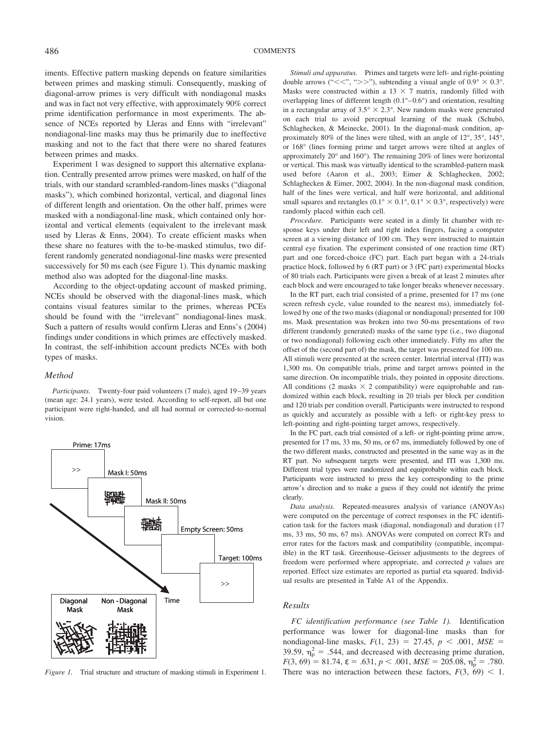iments. Effective pattern masking depends on feature similarities between primes and masking stimuli. Consequently, masking of diagonal-arrow primes is very difficult with nondiagonal masks and was in fact not very effective, with approximately 90% correct prime identification performance in most experiments. The absence of NCEs reported by Lleras and Enns with "irrelevant" nondiagonal-line masks may thus be primarily due to ineffective masking and not to the fact that there were no shared features between primes and masks.

Experiment 1 was designed to support this alternative explanation. Centrally presented arrow primes were masked, on half of the trials, with our standard scrambled-random-lines masks ("diagonal masks"), which combined horizontal, vertical, and diagonal lines of different length and orientation. On the other half, primes were masked with a nondiagonal-line mask, which contained only horizontal and vertical elements (equivalent to the irrelevant mask used by Lleras & Enns, 2004). To create efficient masks when these share no features with the to-be-masked stimulus, two different randomly generated nondiagonal-line masks were presented successively for 50 ms each (see Figure 1). This dynamic masking method also was adopted for the diagonal-line masks.

According to the object-updating account of masked priming, NCEs should be observed with the diagonal-lines mask, which contains visual features similar to the primes, whereas PCEs should be found with the "irrelevant" nondiagonal-lines mask. Such a pattern of results would confirm Lleras and Enns's (2004) findings under conditions in which primes are effectively masked. In contrast, the self-inhibition account predicts NCEs with both types of masks.

### Method

*Participants.* Twenty-four paid volunteers (7 male), aged 19–39 years (mean age: 24.1 years), were tested. According to self-report, all but one participant were right-handed, and all had normal or corrected-to-normal vision.

*Figure 1.* Trial structure and structure of masking stimuli in Experiment 1.

*Stimuli and apparatus.* Primes and targets were left- and right-pointing double arrows ("<<", ">>"), subtending a visual angle of 0.9° × 0.3°. Masks were constructed within a 13 × 7 matrix, randomly filled with overlapping lines of different length (0.1°–0.6°) and orientation, resulting in a rectangular array of 3.5° × 2.3°. New random masks were generated on each trial to avoid perceptual learning of the mask (Schubö, Schlaghecken, & Meinecke, 2001). In the diagonal-mask condition, approximately 80% of the lines were tilted, with an angle of 12°, 35°, 145°, or 168° (lines forming prime and target arrows were tilted at angles of approximately 20° and 160°). The remaining 20% of lines were horizontal or vertical. This mask was virtually identical to the scrambled-pattern mask used before (Aaron et al., 2003; Eimer & Schlaghecken, 2002; Schlaghecken & Eimer, 2002, 2004). In the non-diagonal mask condition, half of the lines were vertical, and half were horizontal, and additional small squares and rectangles (0.1° × 0.1°, 0.1° × 0.3°, respectively) were randomly placed within each cell.

*Procedure.* Participants were seated in a dimly lit chamber with response keys under their left and right index fingers, facing a computer screen at a viewing distance of 100 cm. They were instructed to maintain central eye fixation. The experiment consisted of one reaction time (RT) part and one forced-choice (FC) part. Each part began with a 24-trials practice block, followed by 6 (RT part) or 3 (FC part) experimental blocks of 80 trials each. Participants were given a break of at least 2 minutes after each block and were encouraged to take longer breaks whenever necessary.

In the RT part, each trial consisted of a prime, presented for 17 ms (one screen refresh cycle, value rounded to the nearest ms), immediately followed by one of the two masks (diagonal or nondiagonal) presented for 100 ms. Mask presentation was broken into two 50-ms presentations of two different (randomly generated) masks of the same type (i.e., two diagonal or two nondiagonal) following each other immediately. Fifty ms after the offset of the (second part of) the mask, the target was presented for 100 ms. All stimuli were presented at the screen center. Intertrial interval (ITI) was 1,300 ms. On compatible trials, prime and target arrows pointed in the same direction. On incompatible trials, they pointed in opposite directions. All conditions (2 masks × 2 compatibility) were equiprobable and randomized within each block, resulting in 20 trials per block per condition and 120 trials per condition overall. Participants were instructed to respond as quickly and accurately as possible with a left- or right-key press to left-pointing and right-pointing target arrows, respectively.

In the FC part, each trial consisted of a left- or right-pointing prime arrow, presented for 17 ms, 33 ms, 50 ms, or 67 ms, immediately followed by one of the two different masks, constructed and presented in the same way as in the RT part. No subsequent targets were presented, and ITI was 1,300 ms. Different trial types were randomized and equiprobable within each block. Participants were instructed to press the key corresponding to the prime arrow's direction and to make a guess if they could not identify the prime clearly.

*Data analysis.* Repeated-measures analysis of variance (ANOVAs) were computed on the percentage of correct responses in the FC identification task for the factors mask (diagonal, nondiagonal) and duration (17 ms, 33 ms, 50 ms, 67 ms). ANOVAs were computed on correct RTs and error rates for the factors mask and compatibility (compatible, incompatible) in the RT task. Greenhouse–Geisser adjustments to the degrees of freedom were performed where appropriate, and corrected $p$ values are reported. Effect size estimates are reported as partial eta squared. Individual results are presented in Table A1 of the Appendix.

### Results

*FC identification performance (see Table 1).* Identification performance was lower for diagonal-line masks than for nondiagonal-line masks, $F(1, 23) = 27.45$, $p < .001$, $MSE = 39.59$, $\eta_p^2 = .544$, and decreased with decreasing prime duration, $F(3, 69) = 81.74$, $\varepsilon = .631$, $p < .001$, $MSE = 205.08$, $\eta_p^2 = .780$. There was no interaction between these factors, $F(3, 69) < 1$.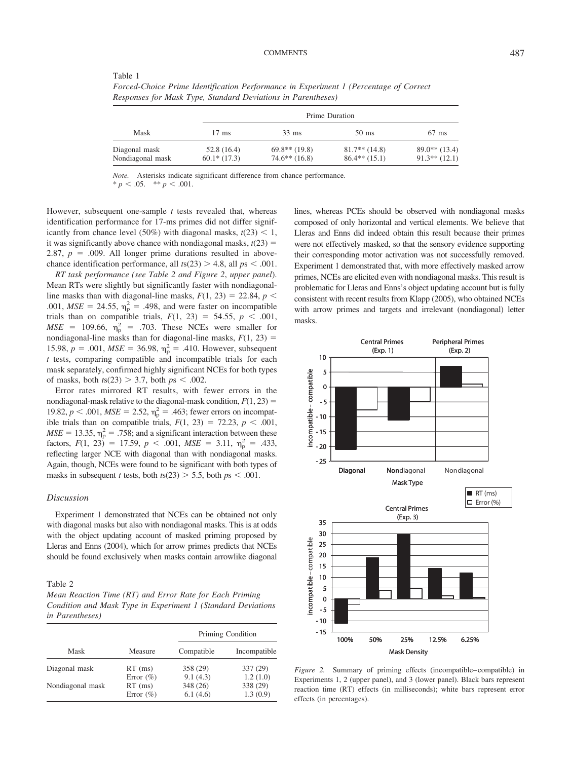Table 1

*Forced-Choice Prime Identification Performance in Experiment 1 (Percentage of Correct Responses for Mask Type, Standard Deviations in Parentheses)*

| Mask | Prime Duration | | | |
|---|---|---|---|---|
| | 17 ms | 33 ms | 50 ms | 67 ms |
| Diagonal mask | 52.8 (16.4) | 69.8** (19.8) | 81.7** (14.8) | 89.0** (13.4) |
| Nondiagonal mask | 60.1* (17.3) | 74.6** (16.8) | 86.4** (15.1) | 91.3** (12.1) |

*Note.* Asterisks indicate significant difference from chance performance.
* $p < .05$. ** $p < .001$.

However, subsequent one-sample $t$ tests revealed that, whereas identification performance for 17-ms primes did not differ significantly from chance level (50%) with diagonal masks, $t(23) < 1$, it was significantly above chance with nondiagonal masks, $t(23) = 2.87$, $p = .009$. All longer prime durations resulted in above-chance identification performance, all $ts(23) > 4.8$, all $ps < .001$.

*RT task performance (see Table 2 and Figure 2, upper panel).* Mean RTs were slightly but significantly faster with nondiagonal-line masks than with diagonal-line masks, $F(1, 23) = 22.84$, $p < .001$, $MSE = 24.55$, $\eta_p^2 = .498$, and were faster on incompatible trials than on compatible trials, $F(1, 23) = 54.55$, $p < .001$, $MSE = 109.66$, $\eta_p^2 = .703$. These NCEs were smaller for nondiagonal-line masks than for diagonal-line masks, $F(1, 23) = 15.98$, $p = .001$, $MSE = 36.98$, $\eta_p^2 = .410$. However, subsequent $t$ tests, comparing compatible and incompatible trials for each mask separately, confirmed highly significant NCEs for both types of masks, both $ts(23) > 3.7$, both $ps < .002$.

Error rates mirrored RT results, with fewer errors in the nondiagonal-mask relative to the diagonal-mask condition, $F(1, 23) = 19.82$, $p < .001$, $MSE = 2.52$, $\eta_p^2 = .463$; fewer errors on incompatible trials than on compatible trials, $F(1, 23) = 72.23$, $p < .001$, $MSE = 13.35$, $\eta_p^2 = .758$; and a significant interaction between these factors, $F(1, 23) = 17.59$, $p < .001$, $MSE = 3.11$, $\eta_p^2 = .433$, reflecting larger NCE with diagonal than with nondiagonal masks. Again, though, NCEs were found to be significant with both types of masks in subsequent $t$ tests, both $ts(23) > 5.5$, both $ps < .001$.

## Discussion

Experiment 1 demonstrated that NCEs can be obtained not only with diagonal masks but also with nondiagonal masks. This is at odds with the object updating account of masked priming proposed by Lleras and Enns (2004), which for arrow primes predicts that NCEs should be found exclusively when masks contain arrowlike diagonal lines, whereas PCEs should be observed with nondiagonal masks composed of only horizontal and vertical elements. We believe that Lleras and Enns did indeed obtain this result because their primes were not effectively masked, so that the sensory evidence supporting their corresponding motor activation was not successfully removed. Experiment 1 demonstrated that, with more effectively masked arrow primes, NCEs are elicited even with nondiagonal masks. This result is problematic for Lleras and Enns's object updating account but is fully consistent with recent results from Klapp (2005), who obtained NCEs with arrow primes and targets and irrelevant (nondiagonal) letter masks.

Table 2

*Mean Reaction Time (RT) and Error Rate for Each Priming Condition and Mask Type in Experiment 1 (Standard Deviations in Parentheses)*

| Mask | Measure | Priming Condition | |
|---|---|---|---|
| | | Compatible | Incompatible |
| Diagonal mask | RT (ms) | 358 (29) | 337 (29) |
| | Error (%) | 9.1 (4.3) | 1.2 (1.0) |
| Nondiagonal mask | RT (ms) | 348 (26) | 338 (29) |
| | Error (%) | 6.1 (4.6) | 1.3 (0.9) |

*Figure 2.* Summary of priming effects (incompatible–compatible) in Experiments 1, 2 (upper panel), and 3 (lower panel). Black bars represent reaction time (RT) effects (in milliseconds); white bars represent error effects (in percentages).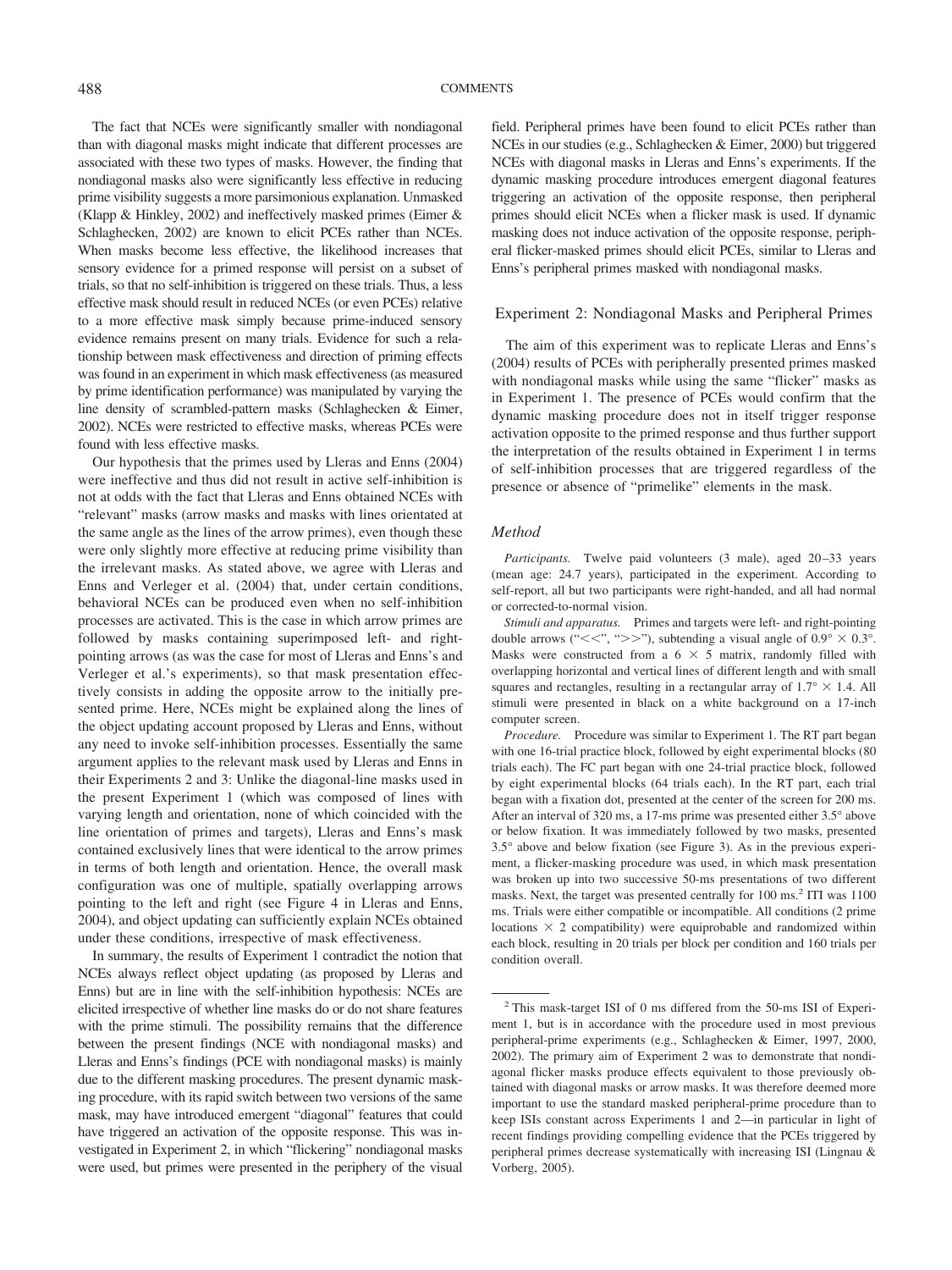The fact that NCEs were significantly smaller with nondiagonal than with diagonal masks might indicate that different processes are associated with these two types of masks. However, the finding that nondiagonal masks also were significantly less effective in reducing prime visibility suggests a more parsimonious explanation. Unmasked (Klapp & Hinkley, 2002) and ineffectively masked primes (Eimer & Schlaghecken, 2002) are known to elicit PCEs rather than NCEs. When masks become less effective, the likelihood increases that sensory evidence for a primed response will persist on a subset of trials, so that no self-inhibition is triggered on these trials. Thus, a less effective mask should result in reduced NCEs (or even PCEs) relative to a more effective mask simply because prime-induced sensory evidence remains present on many trials. Evidence for such a relationship between mask effectiveness and direction of priming effects was found in an experiment in which mask effectiveness (as measured by prime identification performance) was manipulated by varying the line density of scrambled-pattern masks (Schlaghecken & Eimer, 2002). NCEs were restricted to effective masks, whereas PCEs were found with less effective masks.

Our hypothesis that the primes used by Lleras and Enns (2004) were ineffective and thus did not result in active self-inhibition is not at odds with the fact that Lleras and Enns obtained NCEs with "relevant" masks (arrow masks and masks with lines orientated at the same angle as the lines of the arrow primes), even though these were only slightly more effective at reducing prime visibility than the irrelevant masks. As stated above, we agree with Lleras and Enns and Verleger et al. (2004) that, under certain conditions, behavioral NCEs can be produced even when no self-inhibition processes are activated. This is the case in which arrow primes are followed by masks containing superimposed left- and right-pointing arrows (as was the case for most of Lleras and Enns's and Verleger et al.'s experiments), so that mask presentation effectively consists in adding the opposite arrow to the initially presented prime. Here, NCEs might be explained along the lines of the object updating account proposed by Lleras and Enns, without any need to invoke self-inhibition processes. Essentially the same argument applies to the relevant mask used by Lleras and Enns in their Experiments 2 and 3: Unlike the diagonal-line masks used in the present Experiment 1 (which was composed of lines with varying length and orientation, none of which coincided with the line orientation of primes and targets), Lleras and Enns's mask contained exclusively lines that were identical to the arrow primes in terms of both length and orientation. Hence, the overall mask configuration was one of multiple, spatially overlapping arrows pointing to the left and right (see Figure 4 in Lleras and Enns, 2004), and object updating can sufficiently explain NCEs obtained under these conditions, irrespective of mask effectiveness.

In summary, the results of Experiment 1 contradict the notion that NCEs always reflect object updating (as proposed by Lleras and Enns) but are in line with the self-inhibition hypothesis: NCEs are elicited irrespective of whether line masks do or do not share features with the prime stimuli. The possibility remains that the difference between the present findings (NCE with nondiagonal masks) and Lleras and Enns's findings (PCE with nondiagonal masks) is mainly due to the different masking procedures. The present dynamic masking procedure, with its rapid switch between two versions of the same mask, may have introduced emergent "diagonal" features that could have triggered an activation of the opposite response. This was investigated in Experiment 2, in which "flickering" nondiagonal masks were used, but primes were presented in the periphery of the visual field. Peripheral primes have been found to elicit PCEs rather than NCEs in our studies (e.g., Schlaghecken & Eimer, 2000) but triggered NCEs with diagonal masks in Lleras and Enns's experiments. If the dynamic masking procedure introduces emergent diagonal features triggering an activation of the opposite response, then peripheral primes should elicit NCEs when a flicker mask is used. If dynamic masking does not induce activation of the opposite response, peripheral flicker-masked primes should elicit PCEs, similar to Lleras and Enns's peripheral primes masked with nondiagonal masks.

## Experiment 2: Nondiagonal Masks and Peripheral Primes

The aim of this experiment was to replicate Lleras and Enns's (2004) results of PCEs with peripherally presented primes masked with nondiagonal masks while using the same "flicker" masks as in Experiment 1. The presence of PCEs would confirm that the dynamic masking procedure does not in itself trigger response activation opposite to the primed response and thus further support the interpretation of the results obtained in Experiment 1 in terms of self-inhibition processes that are triggered regardless of the presence or absence of "primelike" elements in the mask.

### Method

*Participants.* Twelve paid volunteers (3 male), aged 20–33 years (mean age: 24.7 years), participated in the experiment. According to self-report, all but two participants were right-handed, and all had normal or corrected-to-normal vision.

*Stimuli and apparatus.* Primes and targets were left- and right-pointing double arrows ("<<", ">>"), subtending a visual angle of 0.9° × 0.3°. Masks were constructed from a 6 × 5 matrix, randomly filled with overlapping horizontal and vertical lines of different length and with small squares and rectangles, resulting in a rectangular array of 1.7° × 1.4. All stimuli were presented in black on a white background on a 17-inch computer screen.

*Procedure.* Procedure was similar to Experiment 1. The RT part began with one 16-trial practice block, followed by eight experimental blocks (80 trials each). The FC part began with one 24-trial practice block, followed by eight experimental blocks (64 trials each). In the RT part, each trial began with a fixation dot, presented at the center of the screen for 200 ms. After an interval of 320 ms, a 17-ms prime was presented either 3.5° above or below fixation. It was immediately followed by two masks, presented 3.5° above and below fixation (see Figure 3). As in the previous experiment, a flicker-masking procedure was used, in which mask presentation was broken up into two successive 50-ms presentations of two different masks. Next, the target was presented centrally for 100 ms.[2] ITI was 1100 ms. Trials were either compatible or incompatible. All conditions (2 prime locations × 2 compatibility) were equiprobable and randomized within each block, resulting in 20 trials per block per condition and 160 trials per condition overall.

[2] This mask-target ISI of 0 ms differed from the 50-ms ISI of Experiment 1, but is in accordance with the procedure used in most previous peripheral-prime experiments (e.g., Schlaghecken & Eimer, 1997, 2000, 2002). The primary aim of Experiment 2 was to demonstrate that nondiagonal flicker masks produce effects equivalent to those previously obtained with diagonal masks or arrow masks. It was therefore deemed more important to use the standard masked peripheral-prime procedure than to keep ISIs constant across Experiments 1 and 2—in particular in light of recent findings providing compelling evidence that the PCEs triggered by peripheral primes decrease systematically with increasing ISI (Lingnau & Vorberg, 2005).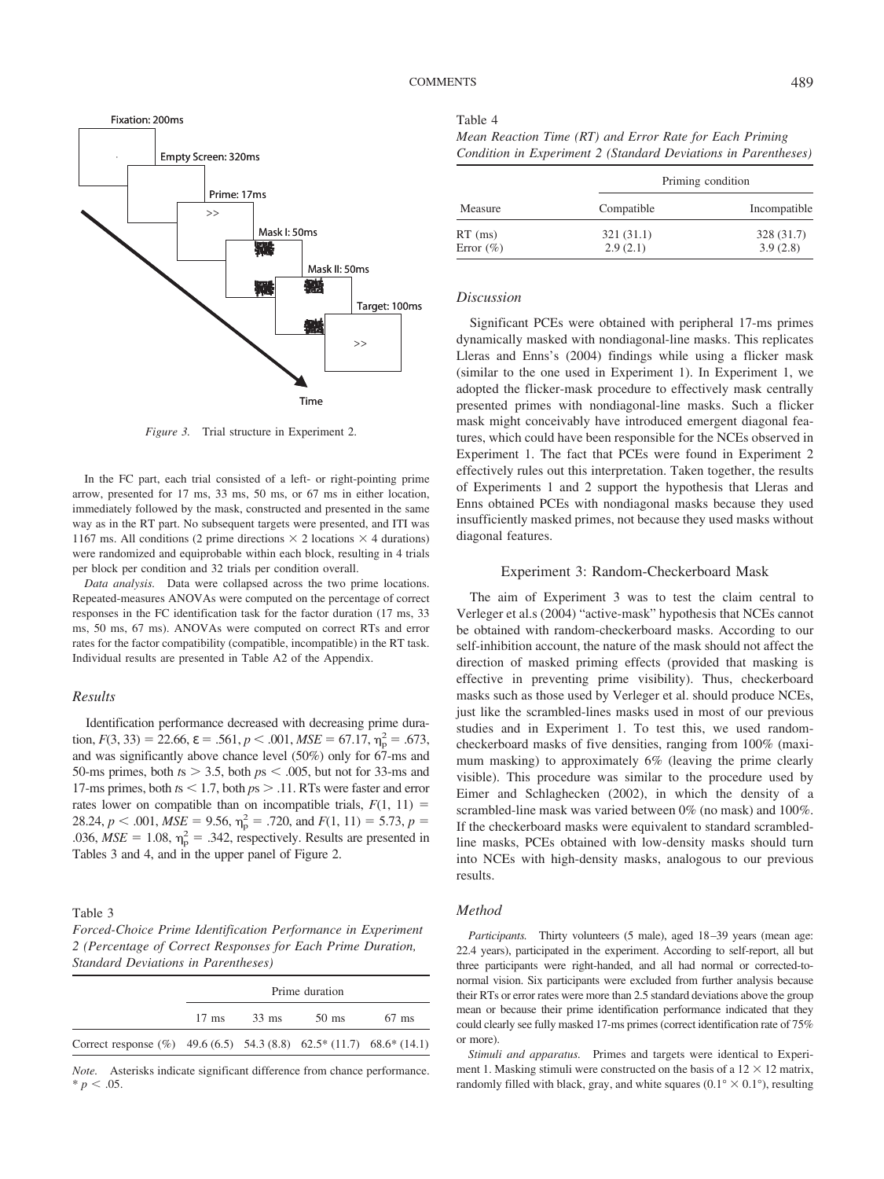Figure 3. Trial structure in Experiment 2.

In the FC part, each trial consisted of a left- or right-pointing prime arrow, presented for 17 ms, 33 ms, 50 ms, or 67 ms in either location, immediately followed by the mask, constructed and presented in the same way as in the RT part. No subsequent targets were presented, and ITI was 1167 ms. All conditions (2 prime directions × 2 locations × 4 durations) were randomized and equiprobable within each block, resulting in 4 trials per block per condition and 32 trials per condition overall.

*Data analysis.* Data were collapsed across the two prime locations. Repeated-measures ANOVAs were computed on the percentage of correct responses in the FC identification task for the factor duration (17 ms, 33 ms, 50 ms, 67 ms). ANOVAs were computed on correct RTs and error rates for the factor compatibility (compatible, incompatible) in the RT task. Individual results are presented in Table A2 of the Appendix.

### Results

Identification performance decreased with decreasing prime duration, $F(3, 33) = 22.66$, $\varepsilon = .561$, $p < .001$, $MSE = 67.17$, $\eta_p^2 = .673$, and was significantly above chance level (50%) only for 67-ms and 50-ms primes, both $ts > 3.5$, both $ps < .005$, but not for 33-ms and 17-ms primes, both $ts < 1.7$, both $ps > .11$. RTs were faster and error rates lower on compatible than on incompatible trials, $F(1, 11) = 28.24$, $p < .001$, $MSE = 9.56$, $\eta_p^2 = .720$, and $F(1, 11) = 5.73$, $p = .036$, $MSE = 1.08$, $\eta_p^2 = .342$, respectively. Results are presented in Tables 3 and 4, and in the upper panel of Figure 2.

Table 3
*Forced-Choice Prime Identification Performance in Experiment 2 (Percentage of Correct Responses for Each Prime Duration, Standard Deviations in Parentheses)*

| | Prime duration | | | |
|---|---|---|---|---|
| | 17 ms | 33 ms | 50 ms | 67 ms |
| Correct response (%) | 49.6 (6.5) | 54.3 (8.8) | 62.5* (11.7) | 68.6* (14.1) |

*Note.* Asterisks indicate significant difference from chance performance. * $p < .05$.

Table 4
*Mean Reaction Time (RT) and Error Rate for Each Priming Condition in Experiment 2 (Standard Deviations in Parentheses)*

| | Priming condition | |
|---|---|---|
| Measure | Compatible | Incompatible |
| RT (ms) | 321 (31.1) | 328 (31.7) |
| Error (%) | 2.9 (2.1) | 3.9 (2.8) |

### Discussion

Significant PCEs were obtained with peripheral 17-ms primes dynamically masked with nondiagonal-line masks. This replicates Lleras and Enns's (2004) findings while using a flicker mask (similar to the one used in Experiment 1). In Experiment 1, we adopted the flicker-mask procedure to effectively mask centrally presented primes with nondiagonal-line masks. Such a flicker mask might conceivably have introduced emergent diagonal features, which could have been responsible for the NCEs observed in Experiment 1. The fact that PCEs were found in Experiment 2 effectively rules out this interpretation. Taken together, the results of Experiments 1 and 2 support the hypothesis that Lleras and Enns obtained PCEs with nondiagonal masks because they used insufficiently masked primes, not because they used masks without diagonal features.

## Experiment 3: Random-Checkerboard Mask

The aim of Experiment 3 was to test the claim central to Verleger et al.s (2004) "active-mask" hypothesis that NCEs cannot be obtained with random-checkerboard masks. According to our self-inhibition account, the nature of the mask should not affect the direction of masked priming effects (provided that masking is effective in preventing prime visibility). Thus, checkerboard masks such as those used by Verleger et al. should produce NCEs, just like the scrambled-lines masks used in most of our previous studies and in Experiment 1. To test this, we used random-checkerboard masks of five densities, ranging from 100% (maximum masking) to approximately 6% (leaving the prime clearly visible). This procedure was similar to the procedure used by Eimer and Schlaghecken (2002), in which the density of a scrambled-line mask was varied between 0% (no mask) and 100%. If the checkerboard masks were equivalent to standard scrambled-line masks, PCEs obtained with low-density masks should turn into NCEs with high-density masks, analogous to our previous results.

### Method

*Participants.* Thirty volunteers (5 male), aged 18–39 years (mean age: 22.4 years), participated in the experiment. According to self-report, all but three participants were right-handed, and all had normal or corrected-to-normal vision. Six participants were excluded from further analysis because their RTs or error rates were more than 2.5 standard deviations above the group mean or because their prime identification performance indicated that they could clearly see fully masked 17-ms primes (correct identification rate of 75% or more).

*Stimuli and apparatus.* Primes and targets were identical to Experiment 1. Masking stimuli were constructed on the basis of a 12 × 12 matrix, randomly filled with black, gray, and white squares (0.1° × 0.1°), resulting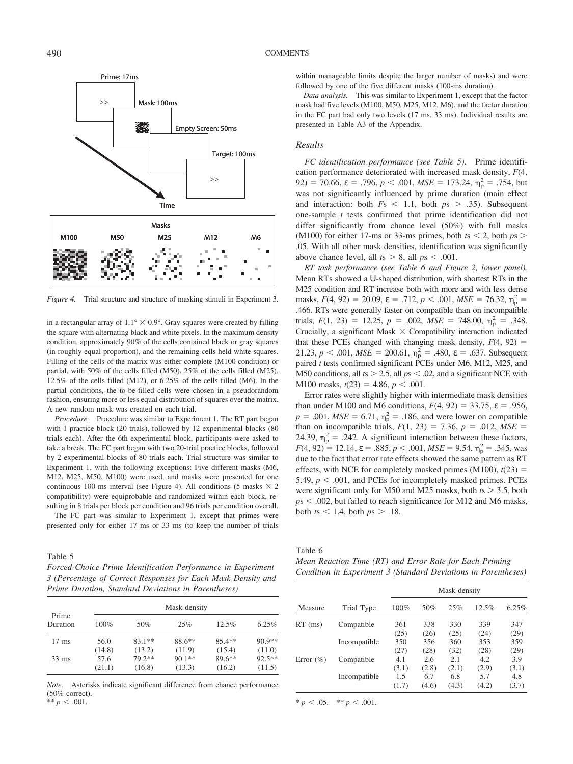Figure 4. Trial structure and structure of masking stimuli in Experiment 3.

in a rectangular array of $1.1° \times 0.9°$. Gray squares were created by filling the square with alternating black and white pixels. In the maximum density condition, approximately 90% of the cells contained black or gray squares (in roughly equal proportion), and the remaining cells held white squares. Filling of the cells of the matrix was either complete (M100 condition) or partial, with 50% of the cells filled (M50), 25% of the cells filled (M25), 12.5% of the cells filled (M12), or 6.25% of the cells filled (M6). In the partial conditions, the to-be-filled cells were chosen in a pseudorandom fashion, ensuring more or less equal distribution of squares over the matrix. A new random mask was created on each trial.

*Procedure.* Procedure was similar to Experiment 1. The RT part began with 1 practice block (20 trials), followed by 12 experimental blocks (80 trials each). After the 6th experimental block, participants were asked to take a break. The FC part began with two 20-trial practice blocks, followed by 2 experimental blocks of 80 trials each. Trial structure was similar to Experiment 1, with the following exceptions: Five different masks (M6, M12, M25, M50, M100) were used, and masks were presented for one continuous 100-ms interval (see Figure 4). All conditions (5 masks × 2 compatibility) were equiprobable and randomized within each block, resulting in 8 trials per block per condition and 96 trials per condition overall.

The FC part was similar to Experiment 1, except that primes were presented only for either 17 ms or 33 ms (to keep the number of trials within manageable limits despite the larger number of masks) and were followed by one of the five different masks (100-ms duration).

*Data analysis.* This was similar to Experiment 1, except that the factor mask had five levels (M100, M50, M25, M12, M6), and the factor duration in the FC part had only two levels (17 ms, 33 ms). Individual results are presented in Table A3 of the Appendix.

## Results

*FC identification performance (see Table 5).* Prime identification performance deteriorated with increased mask density, $F(4, 92) = 70.66$, $\varepsilon = .796$, $p < .001$, $MSE = 173.24$, $\eta_p^2 = .754$, but was not significantly influenced by prime duration (main effect and interaction: both $Fs < 1.1$, both $ps > .35$). Subsequent one-sample $t$ tests confirmed that prime identification did not differ significantly from chance level (50%) with full masks (M100) for either 17-ms or 33-ms primes, both $ts < 2$, both $ps > .05$. With all other mask densities, identification was significantly above chance level, all $ts > 8$, all $ps < .001$.

*RT task performance (see Table 6 and Figure 2, lower panel).* Mean RTs showed a U-shaped distribution, with shortest RTs in the M25 condition and RT increase both with more and with less dense masks, $F(4, 92) = 20.09$, $\varepsilon = .712$, $p < .001$, $MSE = 76.32$, $\eta_p^2 = .466$. RTs were generally faster on compatible than on incompatible trials, $F(1, 23) = 12.25$, $p = .002$, $MSE = 748.00$, $\eta_p^2 = .348$. Crucially, a significant Mask × Compatibility interaction indicated that these PCEs changed with changing mask density, $F(4, 92) = 21.23$, $p < .001$, $MSE = 200.61$, $\eta_p^2 = .480$, $\varepsilon = .637$. Subsequent paired $t$ tests confirmed significant PCEs under M6, M12, M25, and M50 conditions, all $ts > 2.5$, all $ps < .02$, and a significant NCE with M100 masks, $t(23) = 4.86$, $p < .001$.

Error rates were slightly higher with intermediate mask densities than under M100 and M6 conditions, $F(4, 92) = 33.75$, $\varepsilon = .956$, $p = .001$, $MSE = 6.71$, $\eta_p^2 = .186$, and were lower on compatible than on incompatible trials, $F(1, 23) = 7.36$, $p = .012$, $MSE = 24.39$, $\eta_p^2 = .242$. A significant interaction between these factors, $F(4, 92) = 12.14$, $\varepsilon = .885$, $p < .001$, $MSE = 9.54$, $\eta_p^2 = .345$, was due to the fact that error rate effects showed the same pattern as RT effects, with NCE for completely masked primes (M100), $t(23) = 5.49$, $p < .001$, and PCEs for incompletely masked primes. PCEs were significant only for M50 and M25 masks, both $ts > 3.5$, both $ps < .002$, but failed to reach significance for M12 and M6 masks, both $ts < 1.4$, both $ps > .18$.

Table 5
*Forced-Choice Prime Identification Performance in Experiment 3 (Percentage of Correct Responses for Each Mask Density and Prime Duration, Standard Deviations in Parentheses)*

| Prime Duration | Mask density | | | | |
|---|---|---|---|---|---|
| | 100% | 50% | 25% | 12.5% | 6.25% |
| 17 ms | 56.0 | 83.1** | 88.6** | 85.4** | 90.9** |
| | (14.8) | (13.2) | (11.9) | (15.4) | (11.0) |
| 33 ms | 57.6 | 79.2** | 90.1** | 89.6** | 92.5** |
| | (21.1) | (16.8) | (13.3) | (16.2) | (11.5) |

*Note.* Asterisks indicate significant difference from chance performance (50% correct).
** $p < .001$.

Table 6
*Mean Reaction Time (RT) and Error Rate for Each Priming Condition in Experiment 3 (Standard Deviations in Parentheses)*

| Measure | Trial Type | Mask density | | | | |
|---|---|---|---|---|---|---|
| | | 100% | 50% | 25% | 12.5% | 6.25% |
| RT (ms) | Compatible | 361 | 338 | 330 | 339 | 347 |
| | | (25) | (26) | (25) | (24) | (29) |
| | Incompatible | 350 | 356 | 360 | 353 | 359 |
| | | (27) | (28) | (32) | (28) | (29) |
| Error (%) | Compatible | 4.1 | 2.6 | 2.1 | 4.2 | 3.9 |
| | | (3.1) | (2.8) | (2.1) | (2.9) | (3.1) |
| | Incompatible | 1.5 | 6.7 | 6.8 | 5.7 | 4.8 |
| | | (1.7) | (4.6) | (4.3) | (4.2) | (3.7) |

* $p < .05$. ** $p < .001$.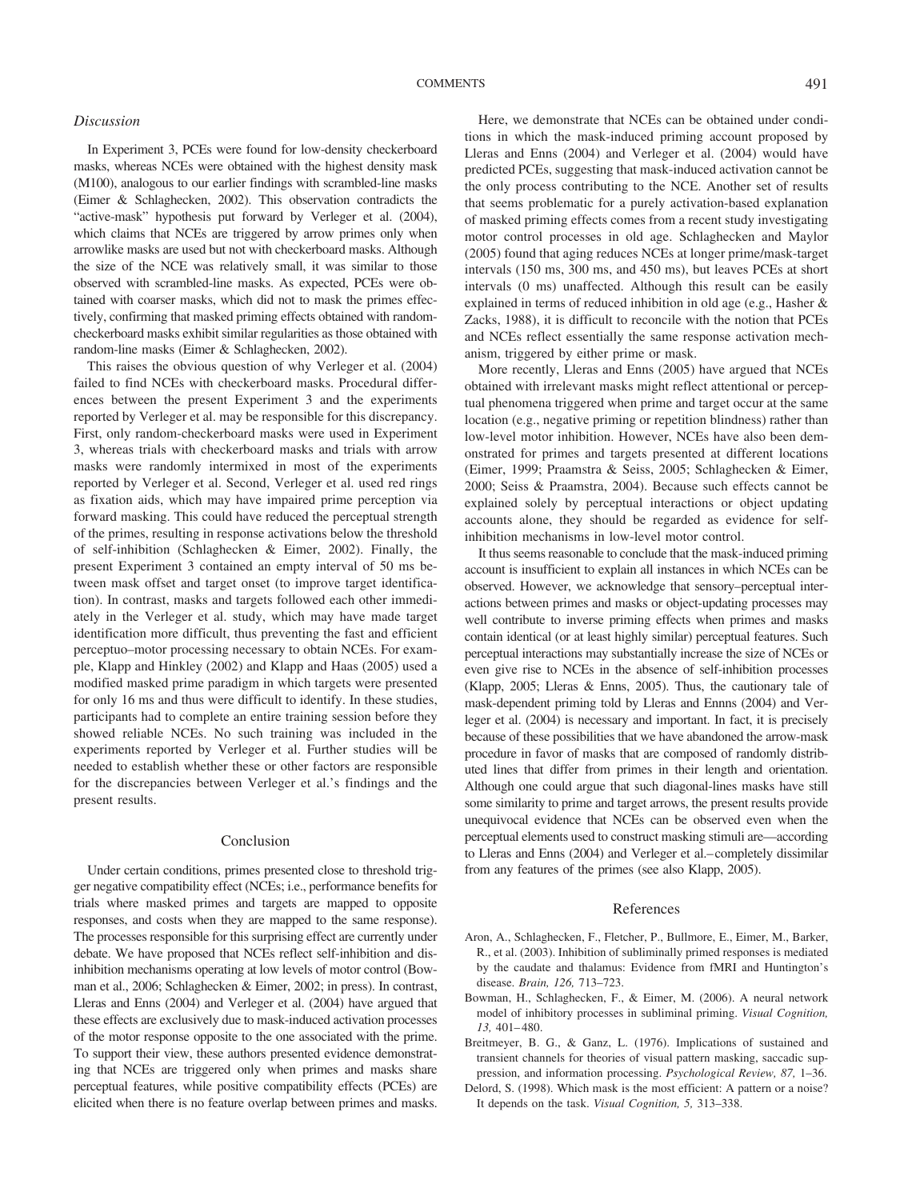### *Discussion*

In Experiment 3, PCEs were found for low-density checkerboard masks, whereas NCEs were obtained with the highest density mask (M100), analogous to our earlier findings with scrambled-line masks (Eimer & Schlaghecken, 2002). This observation contradicts the "active-mask" hypothesis put forward by Verleger et al. (2004), which claims that NCEs are triggered by arrow primes only when arrowlike masks are used but not with checkerboard masks. Although the size of the NCE was relatively small, it was similar to those observed with scrambled-line masks. As expected, PCEs were obtained with coarser masks, which did not to mask the primes effectively, confirming that masked priming effects obtained with random-checkerboard masks exhibit similar regularities as those obtained with random-line masks (Eimer & Schlaghecken, 2002).

This raises the obvious question of why Verleger et al. (2004) failed to find NCEs with checkerboard masks. Procedural differences between the present Experiment 3 and the experiments reported by Verleger et al. may be responsible for this discrepancy. First, only random-checkerboard masks were used in Experiment 3, whereas trials with checkerboard masks and trials with arrow masks were randomly intermixed in most of the experiments reported by Verleger et al. Second, Verleger et al. used red rings as fixation aids, which may have impaired prime perception via forward masking. This could have reduced the perceptual strength of the primes, resulting in response activations below the threshold of self-inhibition (Schlaghecken & Eimer, 2002). Finally, the present Experiment 3 contained an empty interval of 50 ms between mask offset and target onset (to improve target identification). In contrast, masks and targets followed each other immediately in the Verleger et al. study, which may have made target identification more difficult, thus preventing the fast and efficient perceptuo–motor processing necessary to obtain NCEs. For example, Klapp and Hinkley (2002) and Klapp and Haas (2005) used a modified masked prime paradigm in which targets were presented for only 16 ms and thus were difficult to identify. In these studies, participants had to complete an entire training session before they showed reliable NCEs. No such training was included in the experiments reported by Verleger et al. Further studies will be needed to establish whether these or other factors are responsible for the discrepancies between Verleger et al.'s findings and the present results.

## Conclusion

Under certain conditions, primes presented close to threshold trigger negative compatibility effect (NCEs; i.e., performance benefits for trials where masked primes and targets are mapped to opposite responses, and costs when they are mapped to the same response). The processes responsible for this surprising effect are currently under debate. We have proposed that NCEs reflect self-inhibition and disinhibition mechanisms operating at low levels of motor control (Bowman et al., 2006; Schlaghecken & Eimer, 2002; in press). In contrast, Lleras and Enns (2004) and Verleger et al. (2004) have argued that these effects are exclusively due to mask-induced activation processes of the motor response opposite to the one associated with the prime. To support their view, these authors presented evidence demonstrating that NCEs are triggered only when primes and masks share perceptual features, while positive compatibility effects (PCEs) are elicited when there is no feature overlap between primes and masks.

Here, we demonstrate that NCEs can be obtained under conditions in which the mask-induced priming account proposed by Lleras and Enns (2004) and Verleger et al. (2004) would have predicted PCEs, suggesting that mask-induced activation cannot be the only process contributing to the NCE. Another set of results that seems problematic for a purely activation-based explanation of masked priming effects comes from a recent study investigating motor control processes in old age. Schlaghecken and Maylor (2005) found that aging reduces NCEs at longer prime/mask-target intervals (150 ms, 300 ms, and 450 ms), but leaves PCEs at short intervals (0 ms) unaffected. Although this result can be easily explained in terms of reduced inhibition in old age (e.g., Hasher & Zacks, 1988), it is difficult to reconcile with the notion that PCEs and NCEs reflect essentially the same response activation mechanism, triggered by either prime or mask.

More recently, Lleras and Enns (2005) have argued that NCEs obtained with irrelevant masks might reflect attentional or perceptual phenomena triggered when prime and target occur at the same location (e.g., negative priming or repetition blindness) rather than low-level motor inhibition. However, NCEs have also been demonstrated for primes and targets presented at different locations (Eimer, 1999; Praamstra & Seiss, 2005; Schlaghecken & Eimer, 2000; Seiss & Praamstra, 2004). Because such effects cannot be explained solely by perceptual interactions or object updating accounts alone, they should be regarded as evidence for self-inhibition mechanisms in low-level motor control.

It thus seems reasonable to conclude that the mask-induced priming account is insufficient to explain all instances in which NCEs can be observed. However, we acknowledge that sensory–perceptual interactions between primes and masks or object-updating processes may well contribute to inverse priming effects when primes and masks contain identical (or at least highly similar) perceptual features. Such perceptual interactions may substantially increase the size of NCEs or even give rise to NCEs in the absence of self-inhibition processes (Klapp, 2005; Lleras & Enns, 2005). Thus, the cautionary tale of mask-dependent priming told by Lleras and Ennns (2004) and Verleger et al. (2004) is necessary and important. In fact, it is precisely because of these possibilities that we have abandoned the arrow-mask procedure in favor of masks that are composed of randomly distributed lines that differ from primes in their length and orientation. Although one could argue that such diagonal-lines masks have still some similarity to prime and target arrows, the present results provide unequivocal evidence that NCEs can be observed even when the perceptual elements used to construct masking stimuli are—according to Lleras and Enns (2004) and Verleger et al.–completely dissimilar from any features of the primes (see also Klapp, 2005).

## References

Aron, A., Schlaghecken, F., Fletcher, P., Bullmore, E., Eimer, M., Barker, R., et al. (2003). Inhibition of subliminally primed responses is mediated by the caudate and thalamus: Evidence from fMRI and Huntington's disease. *Brain, 126,* 713–723.

Bowman, H., Schlaghecken, F., & Eimer, M. (2006). A neural network model of inhibitory processes in subliminal priming. *Visual Cognition, 13,* 401–480.

Breitmeyer, B. G., & Ganz, L. (1976). Implications of sustained and transient channels for theories of visual pattern masking, saccadic suppression, and information processing. *Psychological Review, 87,* 1–36.

Delord, S. (1998). Which mask is the most efficient: A pattern or a noise? It depends on the task. *Visual Cognition, 5,* 313–338.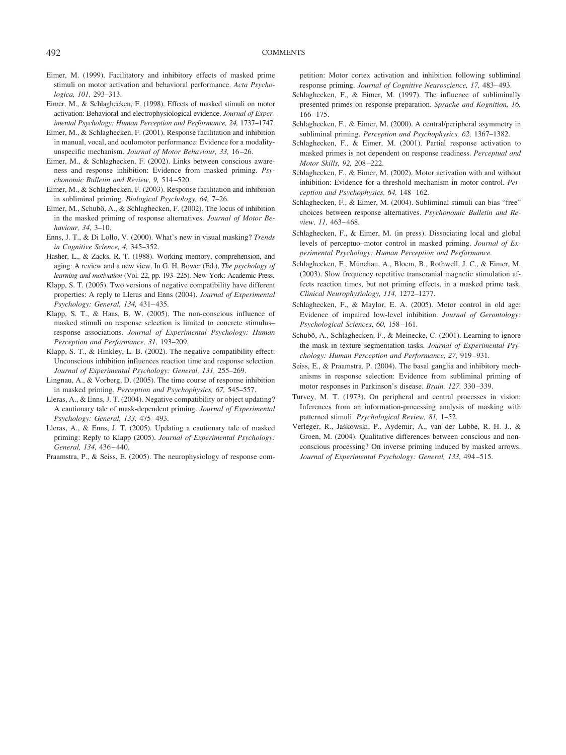Eimer, M. (1999). Facilitatory and inhibitory effects of masked prime stimuli on motor activation and behavioral performance. *Acta Psychologica, 101,* 293–313.

Eimer, M., & Schlaghecken, F. (1998). Effects of masked stimuli on motor activation: Behavioral and electrophysiological evidence. *Journal of Experimental Psychology: Human Perception and Performance, 24,* 1737–1747.

Eimer, M., & Schlaghecken, F. (2001). Response facilitation and inhibition in manual, vocal, and oculomotor performance: Evidence for a modality-unspecific mechanism. *Journal of Motor Behaviour, 33,* 16–26.

Eimer, M., & Schlaghecken, F. (2002). Links between conscious awareness and response inhibition: Evidence from masked priming. *Psychonomic Bulletin and Review, 9,* 514–520.

Eimer, M., & Schlaghecken, F. (2003). Response facilitation and inhibition in subliminal priming. *Biological Psychology, 64,* 7–26.

Eimer, M., Schubö, A., & Schlaghecken, F. (2002). The locus of inhibition in the masked priming of response alternatives. *Journal of Motor Behaviour, 34,* 3–10.

Enns, J. T., & Di Lollo, V. (2000). What's new in visual masking? *Trends in Cognitive Science, 4,* 345–352.

Hasher, L., & Zacks, R. T. (1988). Working memory, comprehension, and aging: A review and a new view. In G. H. Bower (Ed.), *The psychology of learning and motivation* (Vol. 22, pp. 193–225). New York: Academic Press.

Klapp, S. T. (2005). Two versions of negative compatibility have different properties: A reply to Lleras and Enns (2004). *Journal of Experimental Psychology: General, 134,* 431–435.

Klapp, S. T., & Haas, B. W. (2005). The non-conscious influence of masked stimuli on response selection is limited to concrete stimulus–response associations. *Journal of Experimental Psychology: Human Perception and Performance, 31,* 193–209.

Klapp, S. T., & Hinkley, L. B. (2002). The negative compatibility effect: Unconscious inhibition influences reaction time and response selection. *Journal of Experimental Psychology: General, 131,* 255–269.

Lingnau, A., & Vorberg, D. (2005). The time course of response inhibition in masked priming. *Perception and Psychophysics, 67,* 545–557.

Lleras, A., & Enns, J. T. (2004). Negative compatibility or object updating? A cautionary tale of mask-dependent priming. *Journal of Experimental Psychology: General, 133,* 475–493.

Lleras, A., & Enns, J. T. (2005). Updating a cautionary tale of masked priming: Reply to Klapp (2005). *Journal of Experimental Psychology: General, 134,* 436–440.

Praamstra, P., & Seiss, E. (2005). The neurophysiology of response competition: Motor cortex activation and inhibition following subliminal response priming. *Journal of Cognitive Neuroscience, 17,* 483–493.

Schlaghecken, F., & Eimer, M. (1997). The influence of subliminally presented primes on response preparation. *Sprache and Kognition, 16,* 166–175.

Schlaghecken, F., & Eimer, M. (2000). A central/peripheral asymmetry in subliminal priming. *Perception and Psychophysics, 62,* 1367–1382.

Schlaghecken, F., & Eimer, M. (2001). Partial response activation to masked primes is not dependent on response readiness. *Perceptual and Motor Skills, 92,* 208–222.

Schlaghecken, F., & Eimer, M. (2002). Motor activation with and without inhibition: Evidence for a threshold mechanism in motor control. *Perception and Psychophysics, 64,* 148–162.

Schlaghecken, F., & Eimer, M. (2004). Subliminal stimuli can bias "free" choices between response alternatives. *Psychonomic Bulletin and Review, 11,* 463–468.

Schlaghecken, F., & Eimer, M. (in press). Dissociating local and global levels of perceptuo–motor control in masked priming. *Journal of Experimental Psychology: Human Perception and Performance.*

Schlaghecken, F., Münchau, A., Bloem, B., Rothwell, J. C., & Eimer, M. (2003). Slow frequency repetitive transcranial magnetic stimulation affects reaction times, but not priming effects, in a masked prime task. *Clinical Neurophysiology, 114,* 1272–1277.

Schlaghecken, F., & Maylor, E. A. (2005). Motor control in old age: Evidence of impaired low-level inhibition. *Journal of Gerontology: Psychological Sciences, 60,* 158–161.

Schubö, A., Schlaghecken, F., & Meinecke, C. (2001). Learning to ignore the mask in texture segmentation tasks. *Journal of Experimental Psychology: Human Perception and Performance, 27,* 919–931.

Seiss, E., & Praamstra, P. (2004). The basal ganglia and inhibitory mechanisms in response selection: Evidence from subliminal priming of motor responses in Parkinson's disease. *Brain, 127,* 330–339.

Turvey, M. T. (1973). On peripheral and central processes in vision: Inferences from an information-processing analysis of masking with patterned stimuli. *Psychological Review, 81,* 1–52.

Verleger, R., Jaśkowski, P., Aydemir, A., van der Lubbe, R. H. J., & Groen, M. (2004). Qualitative differences between conscious and non-conscious processing? On inverse priming induced by masked arrows. *Journal of Experimental Psychology: General, 133,* 494–515.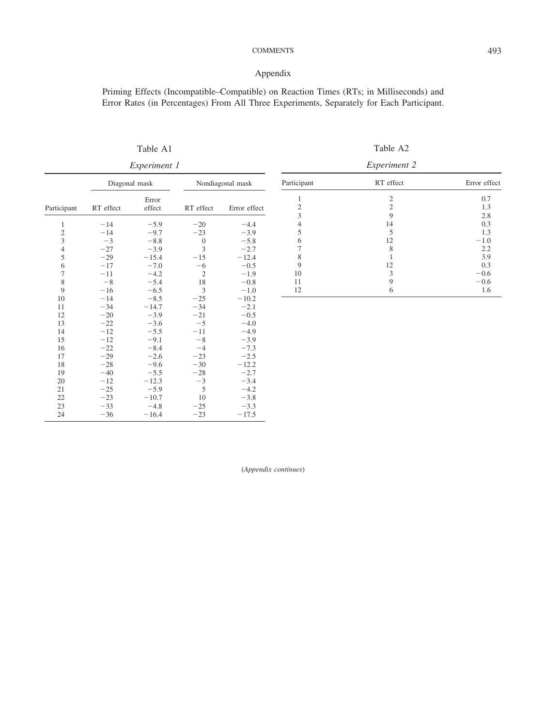## Appendix

### Priming Effects (Incompatible–Compatible) on Reaction Times (RTs; in Milliseconds) and Error Rates (in Percentages) From All Three Experiments, Separately for Each Participant.

Table A1

*Experiment 1*

| | Diagonal mask | | Nondiagonal mask | |
|---|---|---|---|---|
| Participant | RT effect | Error effect | RT effect | Error effect |
| 1 | −14 | −5.9 | −20 | −4.4 |
| 2 | −14 | −9.7 | −23 | −3.9 |
| 3 | −3 | −8.8 | 0 | −5.8 |
| 4 | −27 | −3.9 | 3 | −2.7 |
| 5 | −29 | −15.4 | −15 | −12.4 |
| 6 | −17 | −7.0 | −6 | −0.5 |
| 7 | −11 | −4.2 | 2 | −1.9 |
| 8 | −8 | −5.4 | 18 | −0.8 |
| 9 | −16 | −6.5 | 3 | −1.0 |
| 10 | −14 | −8.5 | −25 | −10.2 |
| 11 | −34 | −14.7 | −34 | −2.1 |
| 12 | −20 | −3.9 | −21 | −0.5 |
| 13 | −22 | −3.6 | −5 | −4.0 |
| 14 | −12 | −5.5 | −11 | −4.9 |
| 15 | −12 | −9.1 | −8 | −3.9 |
| 16 | −22 | −8.4 | −4 | −7.3 |
| 17 | −29 | −2.6 | −23 | −2.5 |
| 18 | −28 | −9.6 | −30 | −12.2 |
| 19 | −40 | −5.5 | −28 | −2.7 |
| 20 | −12 | −12.3 | −3 | −3.4 |
| 21 | −25 | −5.9 | 5 | −4.2 |
| 22 | −23 | −10.7 | 10 | −3.8 |
| 23 | −33 | −4.8 | −25 | −3.3 |
| 24 | −36 | −16.4 | −23 | −17.5 |

Table A2

*Experiment 2*

| Participant | RT effect | Error effect |
|---|---|---|
| 1 | 2 | 0.7 |
| 2 | 2 | 1.3 |
| 3 | 9 | 2.8 |
| 4 | 14 | 0.3 |
| 5 | 5 | 1.3 |
| 6 | 12 | −1.0 |
| 7 | 8 | 2.2 |
| 8 | 1 | 3.9 |
| 9 | 12 | 0.3 |
| 10 | 3 | −0.6 |
| 11 | 9 | −0.6 |
| 12 | 6 | 1.6 |

(*Appendix continues*)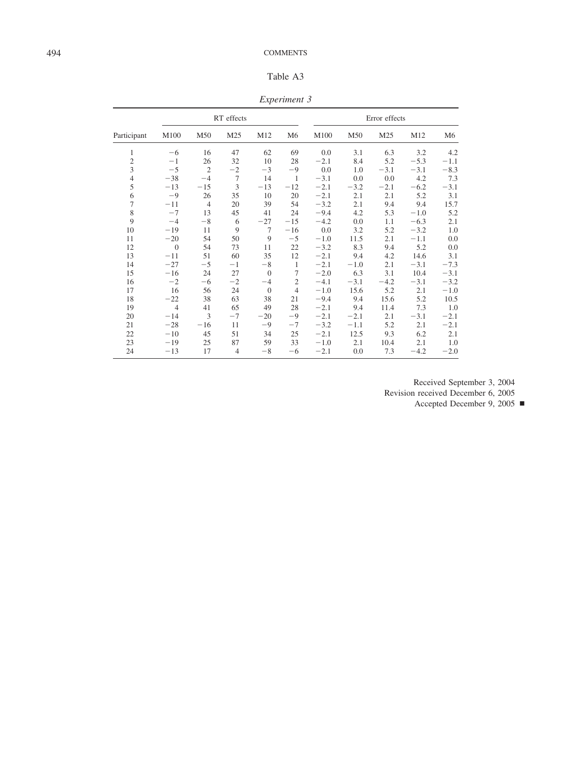Table A3

*Experiment 3*

| Participant | RT effects | | | | | Error effects | | | | |
|---|---|---|---|---|---|---|---|---|---|---|
| | M100 | M50 | M25 | M12 | M6 | M100 | M50 | M25 | M12 | M6 |
| 1 | −6 | 16 | 47 | 62 | 69 | 0.0 | 3.1 | 6.3 | 3.2 | 4.2 |
| 2 | −1 | 26 | 32 | 10 | 28 | −2.1 | 8.4 | 5.2 | −5.3 | −1.1 |
| 3 | −5 | 2 | −2 | −3 | −9 | 0.0 | 1.0 | −3.1 | −3.1 | −8.3 |
| 4 | −38 | −4 | 7 | 14 | 1 | −3.1 | 0.0 | 0.0 | 4.2 | 7.3 |
| 5 | −13 | −15 | 3 | −13 | −12 | −2.1 | −3.2 | −2.1 | −6.2 | −3.1 |
| 6 | −9 | 26 | 35 | 10 | 20 | −2.1 | 2.1 | 2.1 | 5.2 | 3.1 |
| 7 | −11 | 4 | 20 | 39 | 54 | −3.2 | 2.1 | 9.4 | 9.4 | 15.7 |
| 8 | −7 | 13 | 45 | 41 | 24 | −9.4 | 4.2 | 5.3 | −1.0 | 5.2 |
| 9 | −4 | −8 | 6 | −27 | −15 | −4.2 | 0.0 | 1.1 | −6.3 | 2.1 |
| 10 | −19 | 11 | 9 | 7 | −16 | 0.0 | 3.2 | 5.2 | −3.2 | 1.0 |
| 11 | −20 | 54 | 50 | 9 | −5 | −1.0 | 11.5 | 2.1 | −1.1 | 0.0 |
| 12 | 0 | 54 | 73 | 11 | 22 | −3.2 | 8.3 | 9.4 | 5.2 | 0.0 |
| 13 | −11 | 51 | 60 | 35 | 12 | −2.1 | 9.4 | 4.2 | 14.6 | 3.1 |
| 14 | −27 | −5 | −1 | −8 | 1 | −2.1 | −1.0 | 2.1 | −3.1 | −7.3 |
| 15 | −16 | 24 | 27 | 0 | 7 | −2.0 | 6.3 | 3.1 | 10.4 | −3.1 |
| 16 | −2 | −6 | −2 | −4 | 2 | −4.1 | −3.1 | −4.2 | −3.1 | −3.2 |
| 17 | 16 | 56 | 24 | 0 | 4 | −1.0 | 15.6 | 5.2 | 2.1 | −1.0 |
| 18 | −22 | 38 | 63 | 38 | 21 | −9.4 | 9.4 | 15.6 | 5.2 | 10.5 |
| 19 | 4 | 41 | 65 | 49 | 28 | −2.1 | 9.4 | 11.4 | 7.3 | 1.0 |
| 20 | −14 | 3 | −7 | −20 | −9 | −2.1 | −2.1 | 2.1 | −3.1 | −2.1 |
| 21 | −28 | −16 | 11 | −9 | −7 | −3.2 | −1.1 | 5.2 | 2.1 | −2.1 |
| 22 | −10 | 45 | 51 | 34 | 25 | −2.1 | 12.5 | 9.3 | 6.2 | 2.1 |
| 23 | −19 | 25 | 87 | 59 | 33 | −1.0 | 2.1 | 10.4 | 2.1 | 1.0 |
| 24 | −13 | 17 | 4 | −8 | −6 | −2.1 | 0.0 | 7.3 | −4.2 | −2.0 |

Received September 3, 2004
Revision received December 6, 2005
Accepted December 9, 2005 ■